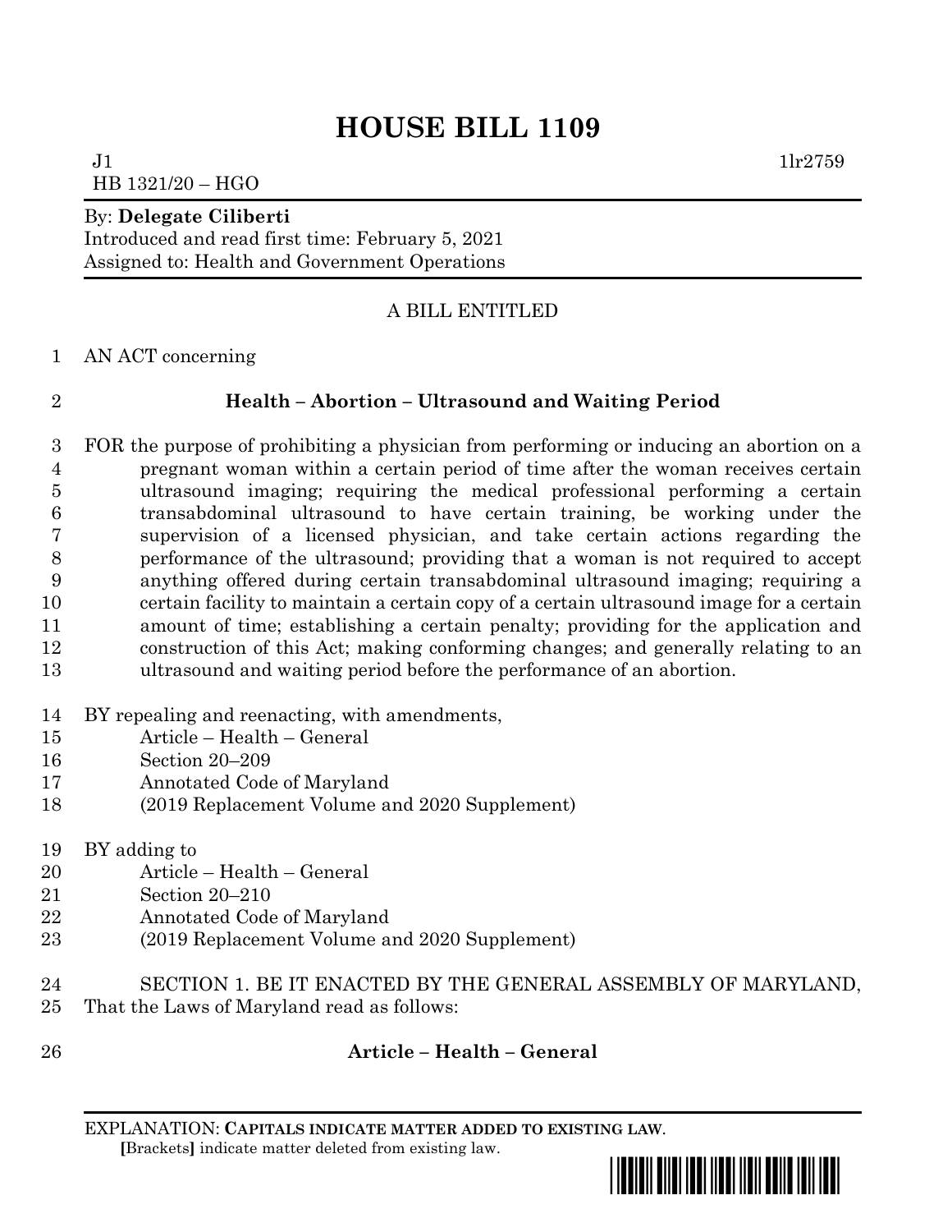# HOUSE BILL 1109

J1 1lr2759
HB 1321/20 – HGO

By: **Delegate Ciliberti**
Introduced and read first time: February 5, 2021
Assigned to: Health and Government Operations

A BILL ENTITLED

1 AN ACT concerning

2 **Health – Abortion – Ultrasound and Waiting Period**

3 FOR the purpose of prohibiting a physician from performing or inducing an abortion on a
4 pregnant woman within a certain period of time after the woman receives certain
5 ultrasound imaging; requiring the medical professional performing a certain
6 transabdominal ultrasound to have certain training, be working under the
7 supervision of a licensed physician, and take certain actions regarding the
8 performance of the ultrasound; providing that a woman is not required to accept
9 anything offered during certain transabdominal ultrasound imaging; requiring a
10 certain facility to maintain a certain copy of a certain ultrasound image for a certain
11 amount of time; establishing a certain penalty; providing for the application and
12 construction of this Act; making conforming changes; and generally relating to an
13 ultrasound and waiting period before the performance of an abortion.

14 BY repealing and reenacting, with amendments,
15 Article – Health – General
16 Section 20–209
17 Annotated Code of Maryland
18 (2019 Replacement Volume and 2020 Supplement)

19 BY adding to
20 Article – Health – General
21 Section 20–210
22 Annotated Code of Maryland
23 (2019 Replacement Volume and 2020 Supplement)

24 SECTION 1. BE IT ENACTED BY THE GENERAL ASSEMBLY OF MARYLAND,
25 That the Laws of Maryland read as follows:

26 **Article – Health – General**

EXPLANATION: **CAPITALS INDICATE MATTER ADDED TO EXISTING LAW.**
**[**Brackets**]** indicate matter deleted from existing law.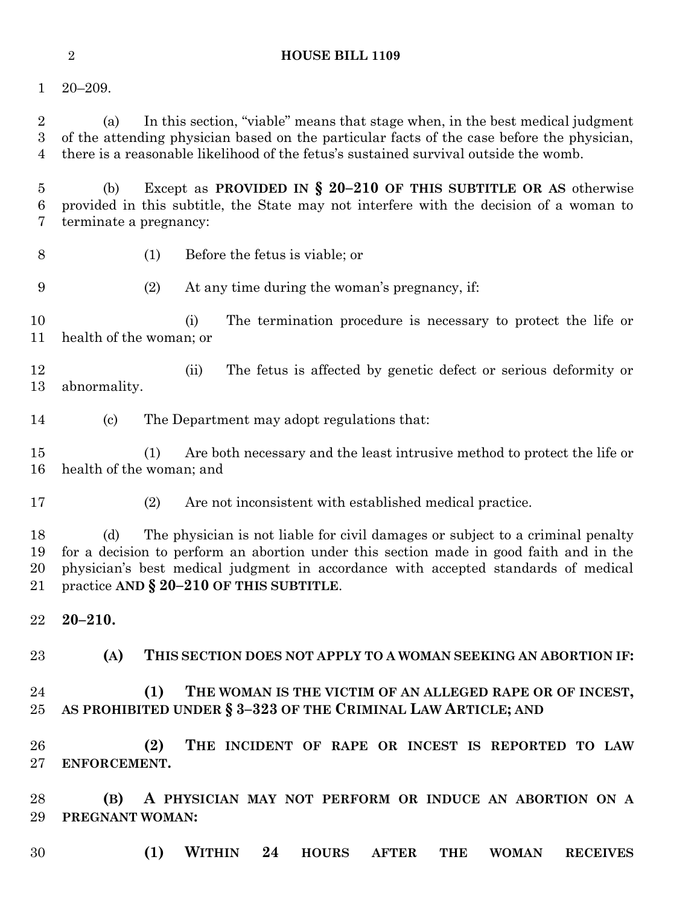20–209.

(a) In this section, "viable" means that stage when, in the best medical judgment of the attending physician based on the particular facts of the case before the physician, there is a reasonable likelihood of the fetus's sustained survival outside the womb.

(b) Except as **PROVIDED IN § 20–210 OF THIS SUBTITLE OR AS** otherwise provided in this subtitle, the State may not interfere with the decision of a woman to terminate a pregnancy:

(1) Before the fetus is viable; or

(2) At any time during the woman's pregnancy, if:

(i) The termination procedure is necessary to protect the life or health of the woman; or

(ii) The fetus is affected by genetic defect or serious deformity or abnormality.

(c) The Department may adopt regulations that:

(1) Are both necessary and the least intrusive method to protect the life or health of the woman; and

(2) Are not inconsistent with established medical practice.

(d) The physician is not liable for civil damages or subject to a criminal penalty for a decision to perform an abortion under this section made in good faith and in the physician's best medical judgment in accordance with accepted standards of medical practice **AND § 20–210 OF THIS SUBTITLE**.

**20–210.**

**(A) THIS SECTION DOES NOT APPLY TO A WOMAN SEEKING AN ABORTION IF:**

**(1) THE WOMAN IS THE VICTIM OF AN ALLEGED RAPE OR OF INCEST, AS PROHIBITED UNDER § 3–323 OF THE CRIMINAL LAW ARTICLE; AND**

**(2) THE INCIDENT OF RAPE OR INCEST IS REPORTED TO LAW ENFORCEMENT.**

**(B) A PHYSICIAN MAY NOT PERFORM OR INDUCE AN ABORTION ON A PREGNANT WOMAN:**

**(1) WITHIN 24 HOURS AFTER THE WOMAN RECEIVES**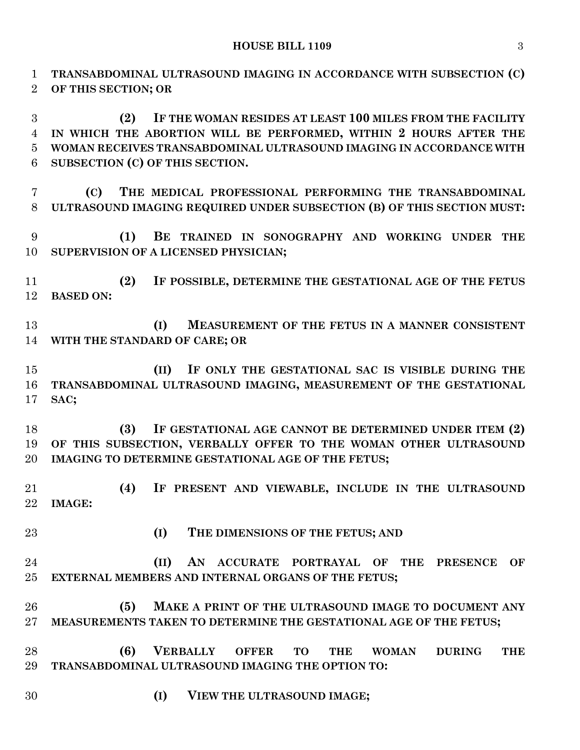**TRANSABDOMINAL ULTRASOUND IMAGING IN ACCORDANCE WITH SUBSECTION (C) OF THIS SECTION; OR**

**(2) IF THE WOMAN RESIDES AT LEAST 100 MILES FROM THE FACILITY IN WHICH THE ABORTION WILL BE PERFORMED, WITHIN 2 HOURS AFTER THE WOMAN RECEIVES TRANSABDOMINAL ULTRASOUND IMAGING IN ACCORDANCE WITH SUBSECTION (C) OF THIS SECTION.**

**(C) THE MEDICAL PROFESSIONAL PERFORMING THE TRANSABDOMINAL ULTRASOUND IMAGING REQUIRED UNDER SUBSECTION (B) OF THIS SECTION MUST:**

**(1) BE TRAINED IN SONOGRAPHY AND WORKING UNDER THE SUPERVISION OF A LICENSED PHYSICIAN;**

**(2) IF POSSIBLE, DETERMINE THE GESTATIONAL AGE OF THE FETUS BASED ON:**

**(I) MEASUREMENT OF THE FETUS IN A MANNER CONSISTENT WITH THE STANDARD OF CARE; OR**

**(II) IF ONLY THE GESTATIONAL SAC IS VISIBLE DURING THE TRANSABDOMINAL ULTRASOUND IMAGING, MEASUREMENT OF THE GESTATIONAL SAC;**

**(3) IF GESTATIONAL AGE CANNOT BE DETERMINED UNDER ITEM (2) OF THIS SUBSECTION, VERBALLY OFFER TO THE WOMAN OTHER ULTRASOUND IMAGING TO DETERMINE GESTATIONAL AGE OF THE FETUS;**

**(4) IF PRESENT AND VIEWABLE, INCLUDE IN THE ULTRASOUND IMAGE:**

**(I) THE DIMENSIONS OF THE FETUS; AND**

**(II) AN ACCURATE PORTRAYAL OF THE PRESENCE OF EXTERNAL MEMBERS AND INTERNAL ORGANS OF THE FETUS;**

**(5) MAKE A PRINT OF THE ULTRASOUND IMAGE TO DOCUMENT ANY MEASUREMENTS TAKEN TO DETERMINE THE GESTATIONAL AGE OF THE FETUS;**

**(6) VERBALLY OFFER TO THE WOMAN DURING THE TRANSABDOMINAL ULTRASOUND IMAGING THE OPTION TO:**

**(I) VIEW THE ULTRASOUND IMAGE;**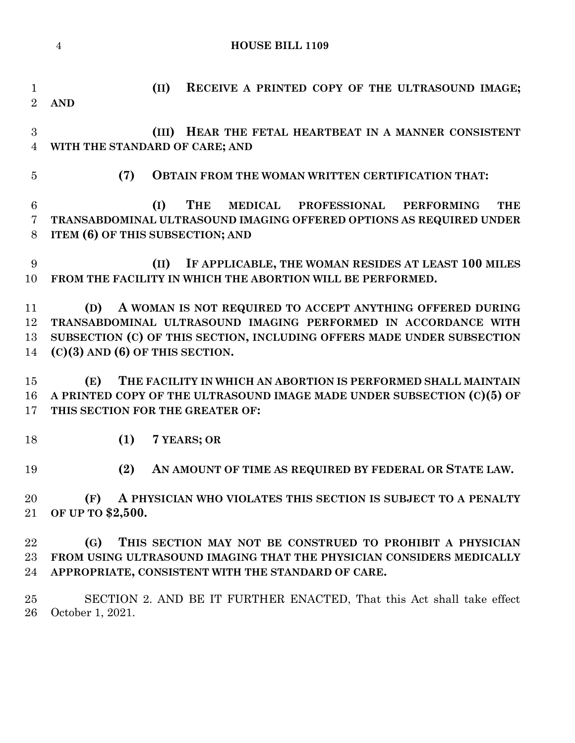**(II) RECEIVE A PRINTED COPY OF THE ULTRASOUND IMAGE; AND**

**(III) HEAR THE FETAL HEARTBEAT IN A MANNER CONSISTENT WITH THE STANDARD OF CARE; AND**

**(7) OBTAIN FROM THE WOMAN WRITTEN CERTIFICATION THAT:**

**(I) THE MEDICAL PROFESSIONAL PERFORMING THE TRANSABDOMINAL ULTRASOUND IMAGING OFFERED OPTIONS AS REQUIRED UNDER ITEM (6) OF THIS SUBSECTION; AND**

**(II) IF APPLICABLE, THE WOMAN RESIDES AT LEAST 100 MILES FROM THE FACILITY IN WHICH THE ABORTION WILL BE PERFORMED.**

**(D) A WOMAN IS NOT REQUIRED TO ACCEPT ANYTHING OFFERED DURING TRANSABDOMINAL ULTRASOUND IMAGING PERFORMED IN ACCORDANCE WITH SUBSECTION (C) OF THIS SECTION, INCLUDING OFFERS MADE UNDER SUBSECTION (C)(3) AND (6) OF THIS SECTION.**

**(E) THE FACILITY IN WHICH AN ABORTION IS PERFORMED SHALL MAINTAIN A PRINTED COPY OF THE ULTRASOUND IMAGE MADE UNDER SUBSECTION (C)(5) OF THIS SECTION FOR THE GREATER OF:**

**(1) 7 YEARS; OR**

**(2) AN AMOUNT OF TIME AS REQUIRED BY FEDERAL OR STATE LAW.**

**(F) A PHYSICIAN WHO VIOLATES THIS SECTION IS SUBJECT TO A PENALTY OF UP TO $2,500.**

**(G) THIS SECTION MAY NOT BE CONSTRUED TO PROHIBIT A PHYSICIAN FROM USING ULTRASOUND IMAGING THAT THE PHYSICIAN CONSIDERS MEDICALLY APPROPRIATE, CONSISTENT WITH THE STANDARD OF CARE.**

SECTION 2. AND BE IT FURTHER ENACTED, That this Act shall take effect October 1, 2021.